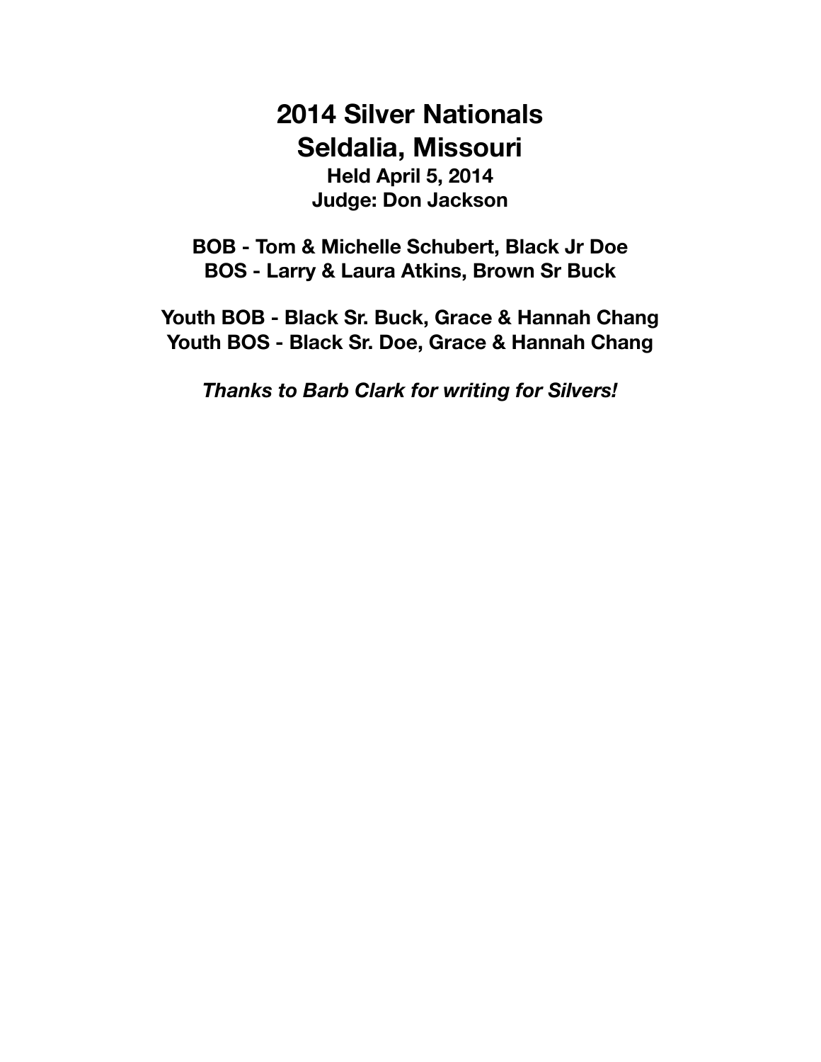# 2014 Silver Nationals
# Seldalia, Missouri

**Held April 5, 2014**
**Judge: Don Jackson**

**BOB - Tom & Michelle Schubert, Black Jr Doe**
**BOS - Larry & Laura Atkins, Brown Sr Buck**

**Youth BOB - Black Sr. Buck, Grace & Hannah Chang**
**Youth BOS - Black Sr. Doe, Grace & Hannah Chang**

***Thanks to Barb Clark for writing for Silvers!***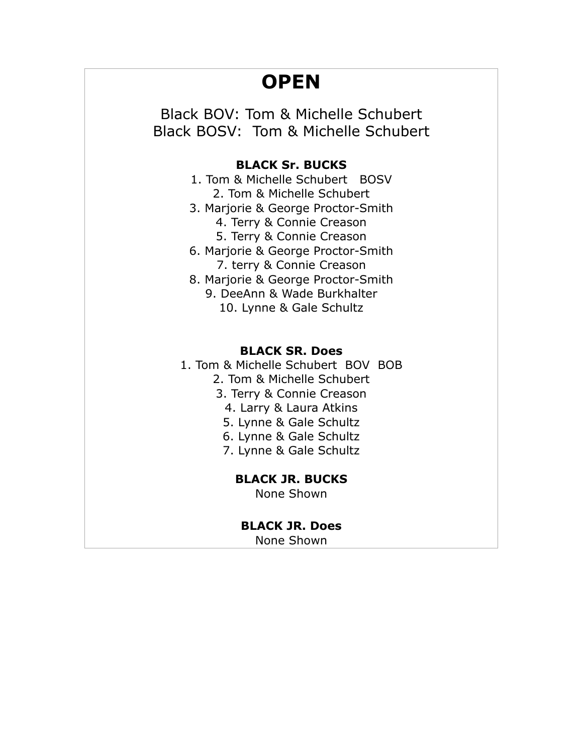# OPEN

Black BOV: Tom & Michelle Schubert
Black BOSV:  Tom & Michelle Schubert

**BLACK Sr. BUCKS**

1. Tom & Michelle Schubert   BOSV
2. Tom & Michelle Schubert
3. Marjorie & George Proctor-Smith
4. Terry & Connie Creason
5. Terry & Connie Creason
6. Marjorie & George Proctor-Smith
7. terry & Connie Creason
8. Marjorie & George Proctor-Smith
9. DeeAnn & Wade Burkhalter
10. Lynne & Gale Schultz

**BLACK SR. Does**

1. Tom & Michelle Schubert  BOV  BOB
2. Tom & Michelle Schubert
3. Terry & Connie Creason
4. Larry & Laura Atkins
5. Lynne & Gale Schultz
6. Lynne & Gale Schultz
7. Lynne & Gale Schultz

**BLACK JR. BUCKS**

None Shown

**BLACK JR. Does**

None Shown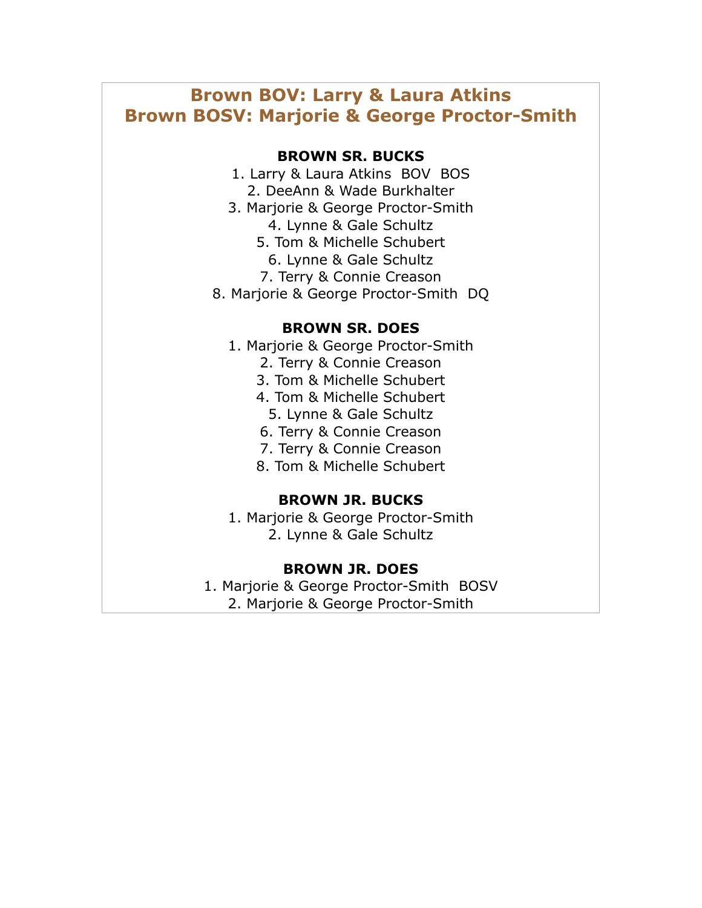## Brown BOV: Larry & Laura Atkins
## Brown BOSV: Marjorie & George Proctor-Smith

**BROWN SR. BUCKS**

1. Larry & Laura Atkins BOV BOS
2. DeeAnn & Wade Burkhalter
3. Marjorie & George Proctor-Smith
4. Lynne & Gale Schultz
5. Tom & Michelle Schubert
6. Lynne & Gale Schultz
7. Terry & Connie Creason
8. Marjorie & George Proctor-Smith DQ

**BROWN SR. DOES**

1. Marjorie & George Proctor-Smith
2. Terry & Connie Creason
3. Tom & Michelle Schubert
4. Tom & Michelle Schubert
5. Lynne & Gale Schultz
6. Terry & Connie Creason
7. Terry & Connie Creason
8. Tom & Michelle Schubert

**BROWN JR. BUCKS**

1. Marjorie & George Proctor-Smith
2. Lynne & Gale Schultz

**BROWN JR. DOES**

1. Marjorie & George Proctor-Smith BOSV
2. Marjorie & George Proctor-Smith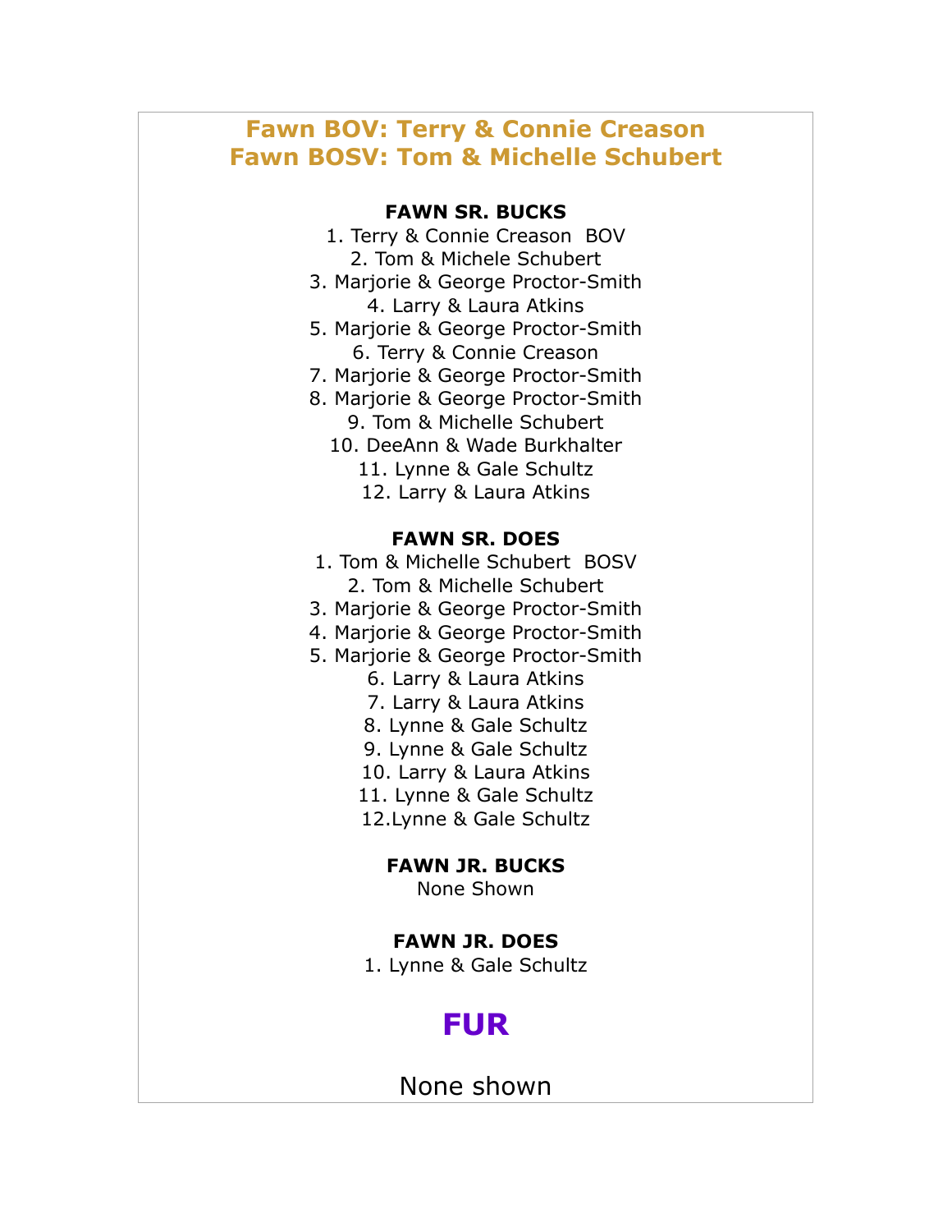## Fawn BOV: Terry & Connie Creason
## Fawn BOSV: Tom & Michelle Schubert

**FAWN SR. BUCKS**

1. Terry & Connie Creason  BOV
2. Tom & Michele Schubert
3. Marjorie & George Proctor-Smith
4. Larry & Laura Atkins
5. Marjorie & George Proctor-Smith
6. Terry & Connie Creason
7. Marjorie & George Proctor-Smith
8. Marjorie & George Proctor-Smith
9. Tom & Michelle Schubert
10. DeeAnn & Wade Burkhalter
11. Lynne & Gale Schultz
12. Larry & Laura Atkins

**FAWN SR. DOES**

1. Tom & Michelle Schubert  BOSV
2. Tom & Michelle Schubert
3. Marjorie & George Proctor-Smith
4. Marjorie & George Proctor-Smith
5. Marjorie & George Proctor-Smith
6. Larry & Laura Atkins
7. Larry & Laura Atkins
8. Lynne & Gale Schultz
9. Lynne & Gale Schultz
10. Larry & Laura Atkins
11. Lynne & Gale Schultz
12. Lynne & Gale Schultz

**FAWN JR. BUCKS**

None Shown

**FAWN JR. DOES**

1. Lynne & Gale Schultz

# FUR

None shown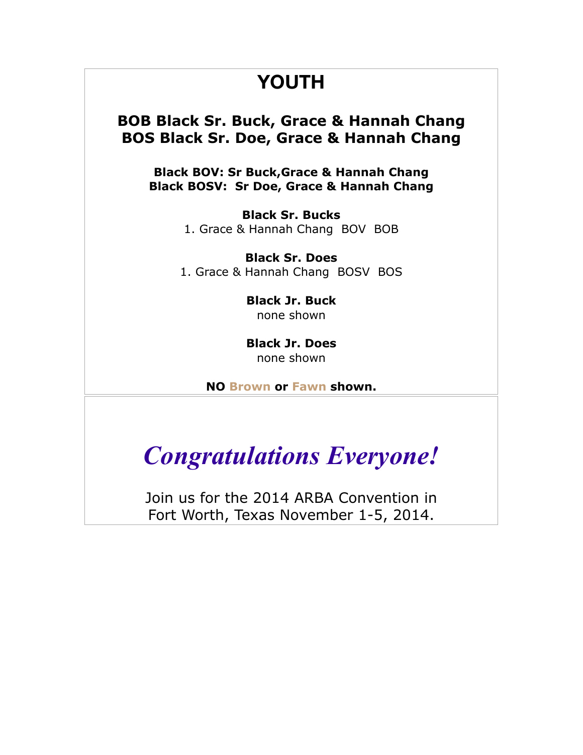# YOUTH

## BOB Black Sr. Buck, Grace & Hannah Chang
## BOS Black Sr. Doe, Grace & Hannah Chang

**Black BOV: Sr Buck,Grace & Hannah Chang**
**Black BOSV: Sr Doe, Grace & Hannah Chang**

**Black Sr. Bucks**
1. Grace & Hannah Chang BOV BOB

**Black Sr. Does**
1. Grace & Hannah Chang BOSV BOS

**Black Jr. Buck**
none shown

**Black Jr. Does**
none shown

**NO Brown or Fawn shown.**

# *Congratulations Everyone!*

Join us for the 2014 ARBA Convention in Fort Worth, Texas November 1-5, 2014.